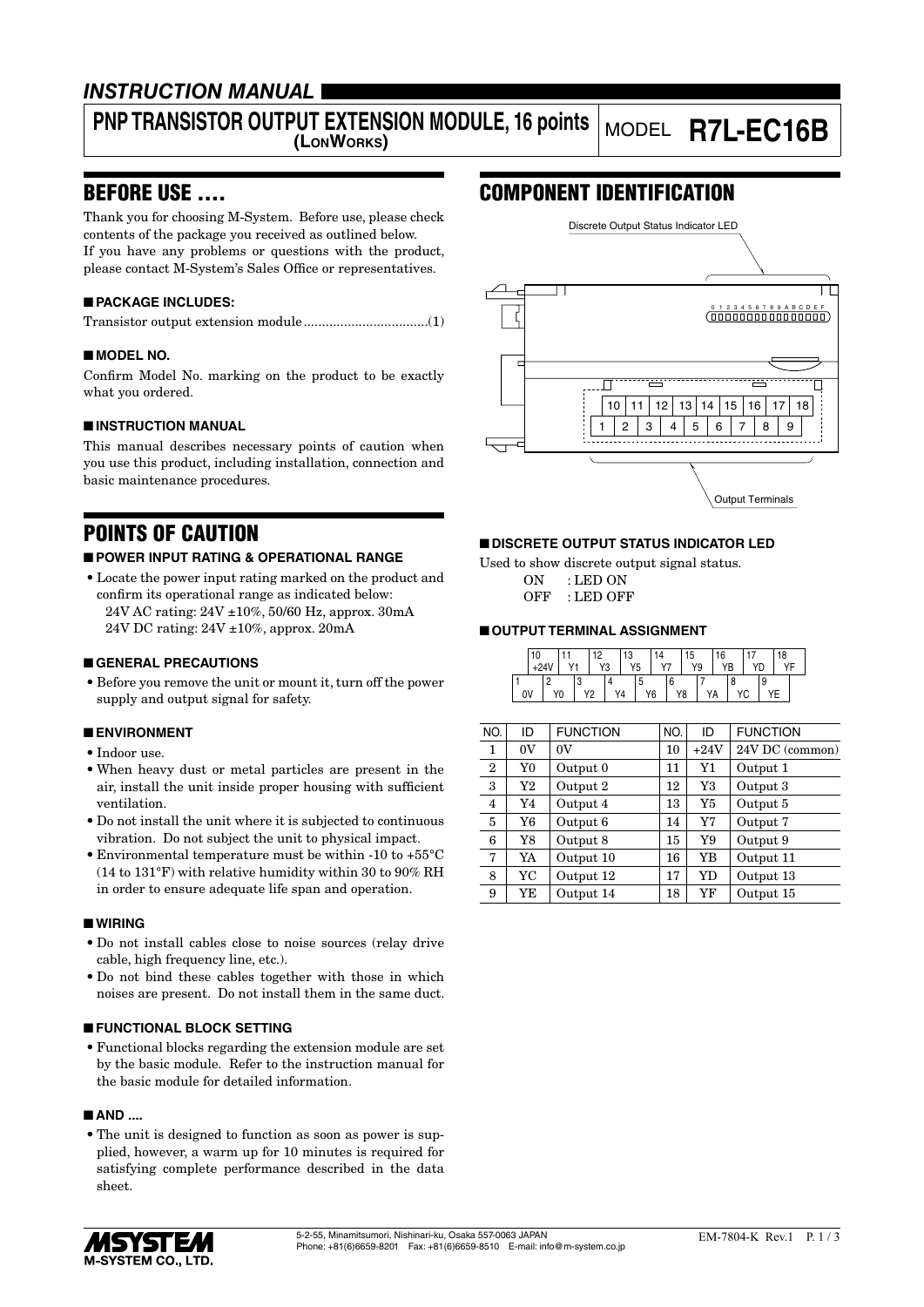# INSTRUCTION MANUAL

## PNP TRANSISTOR OUTPUT EXTENSION MODULE, 16 points (LonWorks)

MODEL **R7L-EC16B**

## BEFORE USE ....

Thank you for choosing M-System. Before use, please check contents of the package you received as outlined below.
If you have any problems or questions with the product, please contact M-System's Sales Office or representatives.

### ■ PACKAGE INCLUDES:

Transistor output extension module ..................................(1)

### ■ MODEL NO.

Confirm Model No. marking on the product to be exactly what you ordered.

### ■ INSTRUCTION MANUAL

This manual describes necessary points of caution when you use this product, including installation, connection and basic maintenance procedures.

## POINTS OF CAUTION

### ■ POWER INPUT RATING & OPERATIONAL RANGE

- Locate the power input rating marked on the product and confirm its operational range as indicated below:
  24V AC rating: 24V ±10%, 50/60 Hz, approx. 30mA
  24V DC rating: 24V ±10%, approx. 20mA

### ■ GENERAL PRECAUTIONS

- Before you remove the unit or mount it, turn off the power supply and output signal for safety.

### ■ ENVIRONMENT

- Indoor use.
- When heavy dust or metal particles are present in the air, install the unit inside proper housing with sufficient ventilation.
- Do not install the unit where it is subjected to continuous vibration. Do not subject the unit to physical impact.
- Environmental temperature must be within -10 to +55°C (14 to 131°F) with relative humidity within 30 to 90% RH in order to ensure adequate life span and operation.

### ■ WIRING

- Do not install cables close to noise sources (relay drive cable, high frequency line, etc.).
- Do not bind these cables together with those in which noises are present. Do not install them in the same duct.

### ■ FUNCTIONAL BLOCK SETTING

- Functional blocks regarding the extension module are set by the basic module. Refer to the instruction manual for the basic module for detailed information.

### ■ AND ....

- The unit is designed to function as soon as power is supplied, however, a warm up for 10 minutes is required for satisfying complete performance described in the data sheet.

## COMPONENT IDENTIFICATION

Discrete Output Status Indicator LED

0 1 2 3 4 5 6 7 8 9 A B C D E F

| 10 | 11 | 12 | 13 | 14 | 15 | 16 | 17 | 18 |
|---|---|---|---|---|---|---|---|---|
| 1 | 2 | 3 | 4 | 5 | 6 | 7 | 8 | 9 |

Output Terminals

### ■ DISCRETE OUTPUT STATUS INDICATOR LED

Used to show discrete output signal status.

ON : LED ON
OFF : LED OFF

### ■ OUTPUT TERMINAL ASSIGNMENT

| 10 +24V | 11 Y1 | 12 Y3 | 13 Y5 | 14 Y7 | 15 Y9 | 16 YB | 17 YD | 18 YF |
|---|---|---|---|---|---|---|---|---|
| 1 0V | 2 Y0 | 3 Y2 | 4 Y4 | 5 Y6 | 6 Y8 | 7 YA | 8 YC | 9 YE |

| NO. | ID | FUNCTION | NO. | ID | FUNCTION |
|---|---|---|---|---|---|
| 1 | 0V | 0V | 10 | +24V | 24V DC (common) |
| 2 | Y0 | Output 0 | 11 | Y1 | Output 1 |
| 3 | Y2 | Output 2 | 12 | Y3 | Output 3 |
| 4 | Y4 | Output 4 | 13 | Y5 | Output 5 |
| 5 | Y6 | Output 6 | 14 | Y7 | Output 7 |
| 6 | Y8 | Output 8 | 15 | Y9 | Output 9 |
| 7 | YA | Output 10 | 16 | YB | Output 11 |
| 8 | YC | Output 12 | 17 | YD | Output 13 |
| 9 | YE | Output 14 | 18 | YF | Output 15 |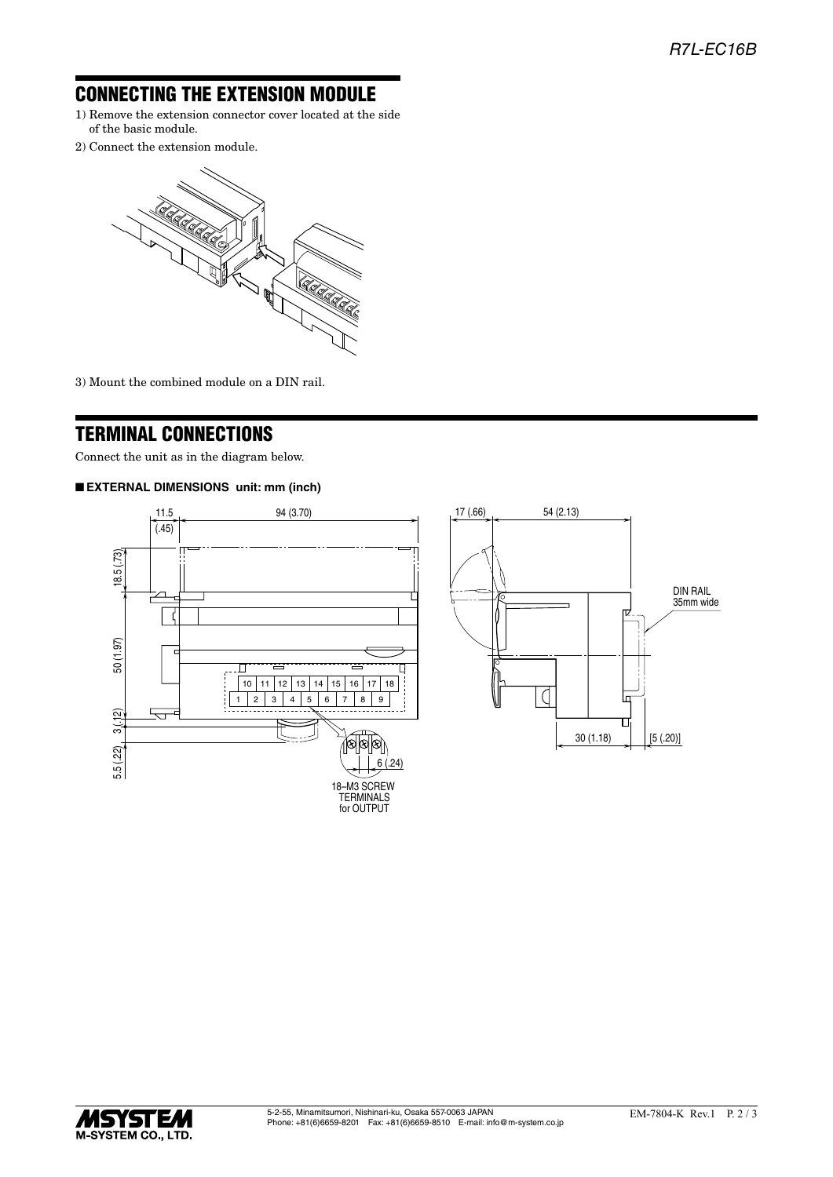## CONNECTING THE EXTENSION MODULE

1) Remove the extension connector cover located at the side of the basic module.

2) Connect the extension module.

3) Mount the combined module on a DIN rail.

## TERMINAL CONNECTIONS

Connect the unit as in the diagram below.

### ■ EXTERNAL DIMENSIONS unit: mm (inch)

11.5 (.45)  94 (3.70)  17 (.66)  54 (2.13)

18.5 (.73)  50 (1.97)  3 (.12)  5.5 (.22)

DIN RAIL 35mm wide

30 (1.18)  [5 (.20)]

| 10 | 11 | 12 | 13 | 14 | 15 | 16 | 17 | 18 |
|---|---|---|---|---|---|---|---|---|
| 1 | 2 | 3 | 4 | 5 | 6 | 7 | 8 | 9 |

6 (.24)

18–M3 SCREW TERMINALS for OUTPUT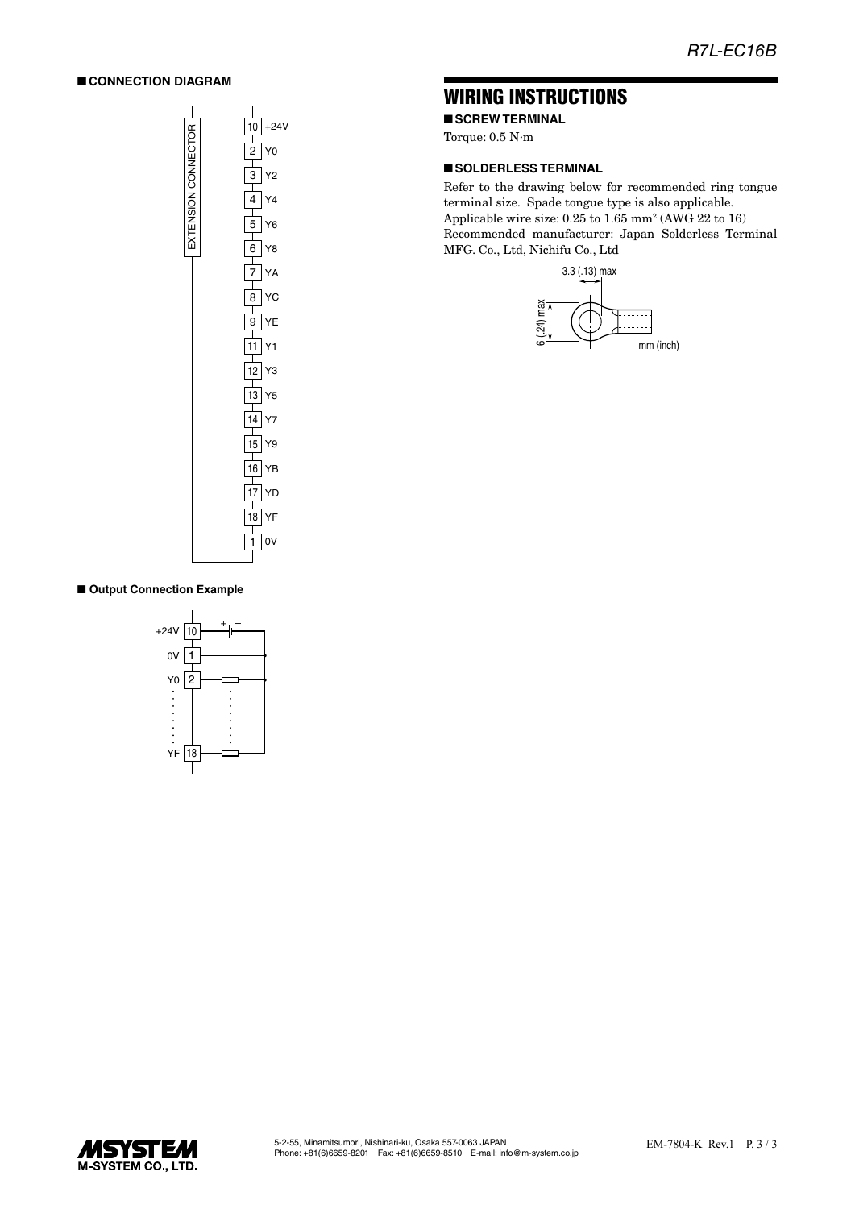## ■ CONNECTION DIAGRAM

EXTENSION CONNECTOR

10 +24V
2 Y0
3 Y2
4 Y4
5 Y6
6 Y8
7 YA
8 YC
9 YE
11 Y1
12 Y3
13 Y5
14 Y7
15 Y9
16 YB
17 YD
18 YF
1 0V

### ■ Output Connection Example

+24V 10
0V 1
Y0 2
YF 18

# WIRING INSTRUCTIONS

### ■ SCREW TERMINAL

Torque: 0.5 N·m

### ■ SOLDERLESS TERMINAL

Refer to the drawing below for recommended ring tongue terminal size. Spade tongue type is also applicable.
Applicable wire size: 0.25 to 1.65 mm² (AWG 22 to 16)
Recommended manufacturer: Japan Solderless Terminal MFG. Co., Ltd, Nichifu Co., Ltd

3.3 (.13) max
6 (.24) max
mm (inch)